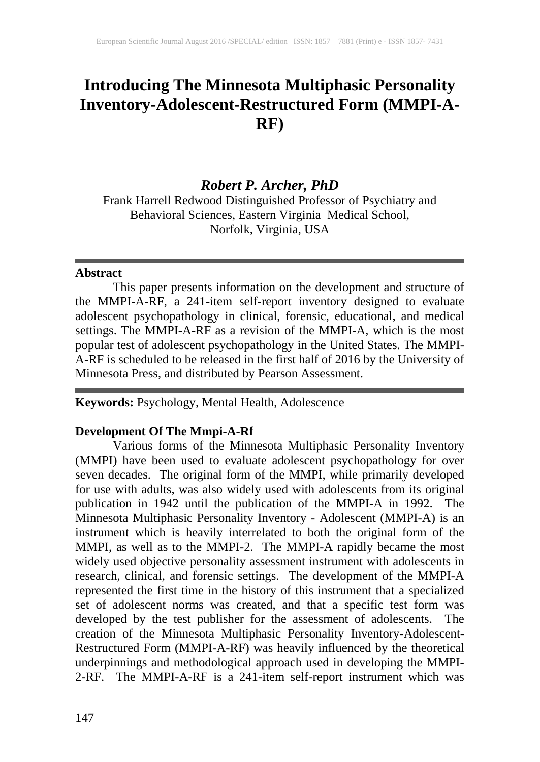# Introducing The Minnesota Multiphasic Personality Inventory-Adolescent-Restructured Form (MMPI-A-RF)

***Robert P. Archer, PhD***

Frank Harrell Redwood Distinguished Professor of Psychiatry and Behavioral Sciences, Eastern Virginia Medical School, Norfolk, Virginia, USA

---

**Abstract**

This paper presents information on the development and structure of the MMPI-A-RF, a 241-item self-report inventory designed to evaluate adolescent psychopathology in clinical, forensic, educational, and medical settings. The MMPI-A-RF as a revision of the MMPI-A, which is the most popular test of adolescent psychopathology in the United States. The MMPI-A-RF is scheduled to be released in the first half of 2016 by the University of Minnesota Press, and distributed by Pearson Assessment.

---

**Keywords:** Psychology, Mental Health, Adolescence

**Development Of The Mmpi-A-Rf**

Various forms of the Minnesota Multiphasic Personality Inventory (MMPI) have been used to evaluate adolescent psychopathology for over seven decades. The original form of the MMPI, while primarily developed for use with adults, was also widely used with adolescents from its original publication in 1942 until the publication of the MMPI-A in 1992. The Minnesota Multiphasic Personality Inventory - Adolescent (MMPI-A) is an instrument which is heavily interrelated to both the original form of the MMPI, as well as to the MMPI-2. The MMPI-A rapidly became the most widely used objective personality assessment instrument with adolescents in research, clinical, and forensic settings. The development of the MMPI-A represented the first time in the history of this instrument that a specialized set of adolescent norms was created, and that a specific test form was developed by the test publisher for the assessment of adolescents. The creation of the Minnesota Multiphasic Personality Inventory-Adolescent-Restructured Form (MMPI-A-RF) was heavily influenced by the theoretical underpinnings and methodological approach used in developing the MMPI-2-RF. The MMPI-A-RF is a 241-item self-report instrument which was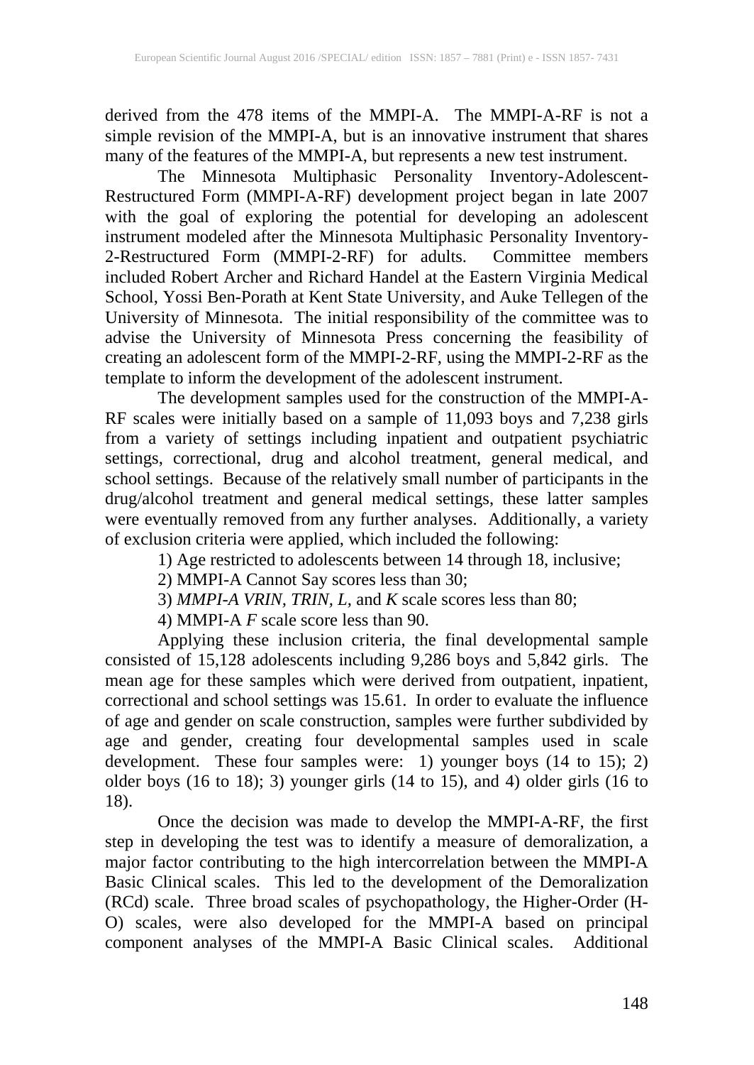derived from the 478 items of the MMPI-A. The MMPI-A-RF is not a simple revision of the MMPI-A, but is an innovative instrument that shares many of the features of the MMPI-A, but represents a new test instrument.

The Minnesota Multiphasic Personality Inventory-Adolescent-Restructured Form (MMPI-A-RF) development project began in late 2007 with the goal of exploring the potential for developing an adolescent instrument modeled after the Minnesota Multiphasic Personality Inventory-2-Restructured Form (MMPI-2-RF) for adults. Committee members included Robert Archer and Richard Handel at the Eastern Virginia Medical School, Yossi Ben-Porath at Kent State University, and Auke Tellegen of the University of Minnesota. The initial responsibility of the committee was to advise the University of Minnesota Press concerning the feasibility of creating an adolescent form of the MMPI-2-RF, using the MMPI-2-RF as the template to inform the development of the adolescent instrument.

The development samples used for the construction of the MMPI-A-RF scales were initially based on a sample of 11,093 boys and 7,238 girls from a variety of settings including inpatient and outpatient psychiatric settings, correctional, drug and alcohol treatment, general medical, and school settings. Because of the relatively small number of participants in the drug/alcohol treatment and general medical settings, these latter samples were eventually removed from any further analyses. Additionally, a variety of exclusion criteria were applied, which included the following:

1) Age restricted to adolescents between 14 through 18, inclusive;

2) MMPI-A Cannot Say scores less than 30;

3) *MMPI-A VRIN, TRIN, L,* and *K* scale scores less than 80;

4) MMPI-A *F* scale score less than 90.

Applying these inclusion criteria, the final developmental sample consisted of 15,128 adolescents including 9,286 boys and 5,842 girls. The mean age for these samples which were derived from outpatient, inpatient, correctional and school settings was 15.61. In order to evaluate the influence of age and gender on scale construction, samples were further subdivided by age and gender, creating four developmental samples used in scale development. These four samples were: 1) younger boys (14 to 15); 2) older boys (16 to 18); 3) younger girls (14 to 15), and 4) older girls (16 to 18).

Once the decision was made to develop the MMPI-A-RF, the first step in developing the test was to identify a measure of demoralization, a major factor contributing to the high intercorrelation between the MMPI-A Basic Clinical scales. This led to the development of the Demoralization (RCd) scale. Three broad scales of psychopathology, the Higher-Order (H-O) scales, were also developed for the MMPI-A based on principal component analyses of the MMPI-A Basic Clinical scales. Additional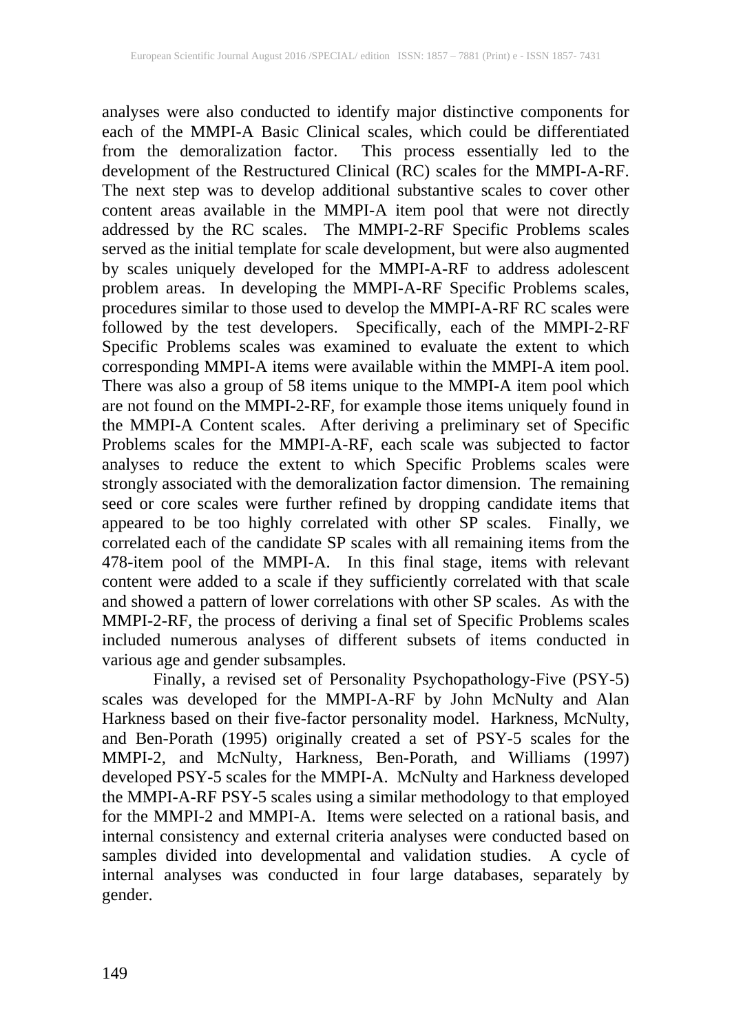analyses were also conducted to identify major distinctive components for each of the MMPI-A Basic Clinical scales, which could be differentiated from the demoralization factor. This process essentially led to the development of the Restructured Clinical (RC) scales for the MMPI-A-RF. The next step was to develop additional substantive scales to cover other content areas available in the MMPI-A item pool that were not directly addressed by the RC scales. The MMPI-2-RF Specific Problems scales served as the initial template for scale development, but were also augmented by scales uniquely developed for the MMPI-A-RF to address adolescent problem areas. In developing the MMPI-A-RF Specific Problems scales, procedures similar to those used to develop the MMPI-A-RF RC scales were followed by the test developers. Specifically, each of the MMPI-2-RF Specific Problems scales was examined to evaluate the extent to which corresponding MMPI-A items were available within the MMPI-A item pool. There was also a group of 58 items unique to the MMPI-A item pool which are not found on the MMPI-2-RF, for example those items uniquely found in the MMPI-A Content scales. After deriving a preliminary set of Specific Problems scales for the MMPI-A-RF, each scale was subjected to factor analyses to reduce the extent to which Specific Problems scales were strongly associated with the demoralization factor dimension. The remaining seed or core scales were further refined by dropping candidate items that appeared to be too highly correlated with other SP scales. Finally, we correlated each of the candidate SP scales with all remaining items from the 478-item pool of the MMPI-A. In this final stage, items with relevant content were added to a scale if they sufficiently correlated with that scale and showed a pattern of lower correlations with other SP scales. As with the MMPI-2-RF, the process of deriving a final set of Specific Problems scales included numerous analyses of different subsets of items conducted in various age and gender subsamples.

Finally, a revised set of Personality Psychopathology-Five (PSY-5) scales was developed for the MMPI-A-RF by John McNulty and Alan Harkness based on their five-factor personality model. Harkness, McNulty, and Ben-Porath (1995) originally created a set of PSY-5 scales for the MMPI-2, and McNulty, Harkness, Ben-Porath, and Williams (1997) developed PSY-5 scales for the MMPI-A. McNulty and Harkness developed the MMPI-A-RF PSY-5 scales using a similar methodology to that employed for the MMPI-2 and MMPI-A. Items were selected on a rational basis, and internal consistency and external criteria analyses were conducted based on samples divided into developmental and validation studies. A cycle of internal analyses was conducted in four large databases, separately by gender.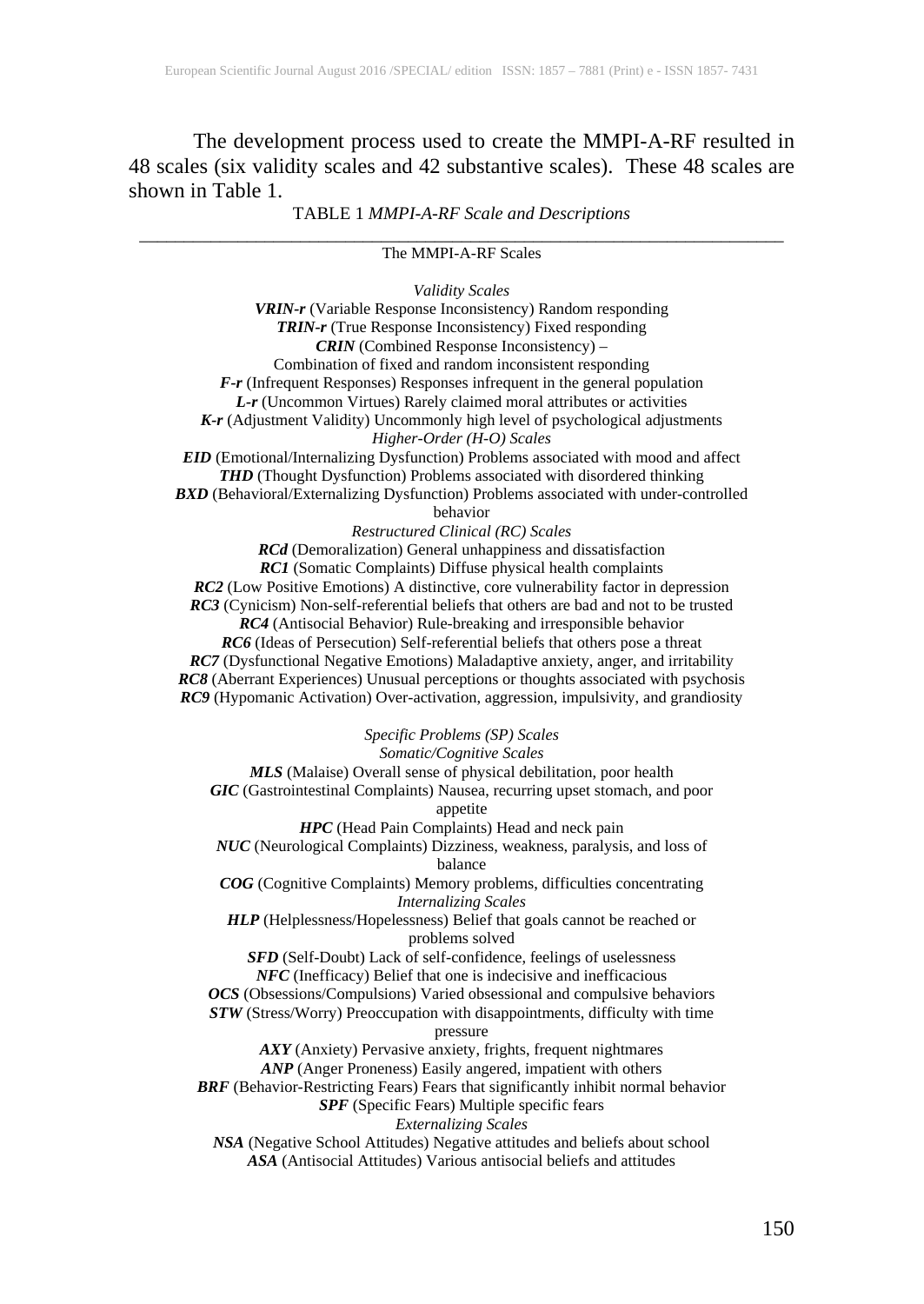The development process used to create the MMPI-A-RF resulted in 48 scales (six validity scales and 42 substantive scales). These 48 scales are shown in Table 1.

TABLE 1 *MMPI-A-RF Scale and Descriptions*

---

The MMPI-A-RF Scales

*Validity Scales*

***VRIN-r*** (Variable Response Inconsistency) Random responding
***TRIN-r*** (True Response Inconsistency) Fixed responding
***CRIN*** (Combined Response Inconsistency) –
Combination of fixed and random inconsistent responding
***F-r*** (Infrequent Responses) Responses infrequent in the general population
***L-r*** (Uncommon Virtues) Rarely claimed moral attributes or activities
***K-r*** (Adjustment Validity) Uncommonly high level of psychological adjustments

*Higher-Order (H-O) Scales*

***EID*** (Emotional/Internalizing Dysfunction) Problems associated with mood and affect
***THD*** (Thought Dysfunction) Problems associated with disordered thinking
***BXD*** (Behavioral/Externalizing Dysfunction) Problems associated with under-controlled behavior

*Restructured Clinical (RC) Scales*

***RCd*** (Demoralization) General unhappiness and dissatisfaction
***RC1*** (Somatic Complaints) Diffuse physical health complaints
***RC2*** (Low Positive Emotions) A distinctive, core vulnerability factor in depression
***RC3*** (Cynicism) Non-self-referential beliefs that others are bad and not to be trusted
***RC4*** (Antisocial Behavior) Rule-breaking and irresponsible behavior
***RC6*** (Ideas of Persecution) Self-referential beliefs that others pose a threat
***RC7*** (Dysfunctional Negative Emotions) Maladaptive anxiety, anger, and irritability
***RC8*** (Aberrant Experiences) Unusual perceptions or thoughts associated with psychosis
***RC9*** (Hypomanic Activation) Over-activation, aggression, impulsivity, and grandiosity

*Specific Problems (SP) Scales*

*Somatic/Cognitive Scales*

***MLS*** (Malaise) Overall sense of physical debilitation, poor health
***GIC*** (Gastrointestinal Complaints) Nausea, recurring upset stomach, and poor appetite
***HPC*** (Head Pain Complaints) Head and neck pain
***NUC*** (Neurological Complaints) Dizziness, weakness, paralysis, and loss of balance
***COG*** (Cognitive Complaints) Memory problems, difficulties concentrating

*Internalizing Scales*

***HLP*** (Helplessness/Hopelessness) Belief that goals cannot be reached or problems solved
***SFD*** (Self-Doubt) Lack of self-confidence, feelings of uselessness
***NFC*** (Inefficacy) Belief that one is indecisive and inefficacious
***OCS*** (Obsessions/Compulsions) Varied obsessional and compulsive behaviors
***STW*** (Stress/Worry) Preoccupation with disappointments, difficulty with time pressure
***AXY*** (Anxiety) Pervasive anxiety, frights, frequent nightmares
***ANP*** (Anger Proneness) Easily angered, impatient with others
***BRF*** (Behavior-Restricting Fears) Fears that significantly inhibit normal behavior
***SPF*** (Specific Fears) Multiple specific fears

*Externalizing Scales*

***NSA*** (Negative School Attitudes) Negative attitudes and beliefs about school
***ASA*** (Antisocial Attitudes) Various antisocial beliefs and attitudes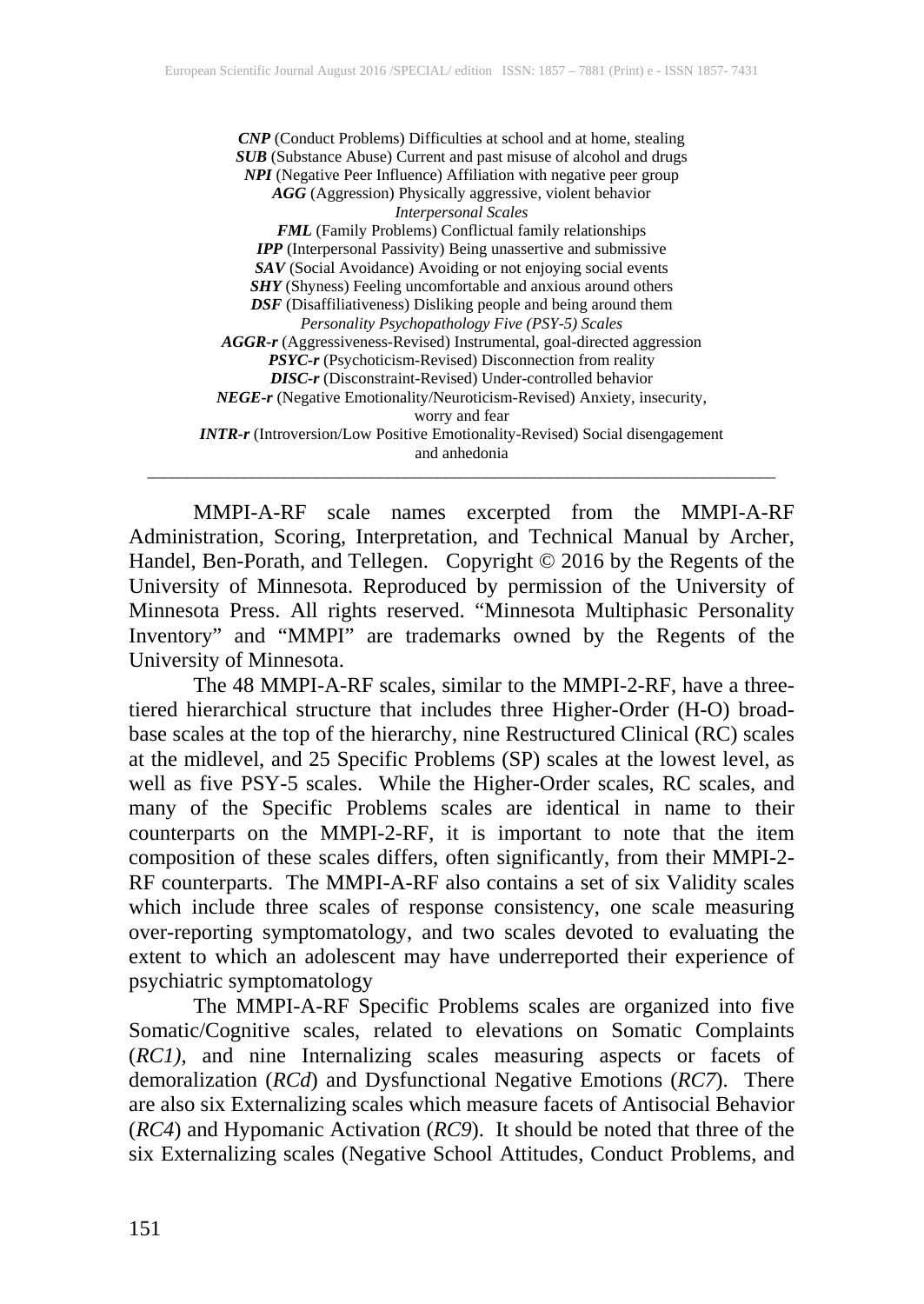***CNP*** (Conduct Problems) Difficulties at school and at home, stealing
***SUB*** (Substance Abuse) Current and past misuse of alcohol and drugs
***NPI*** (Negative Peer Influence) Affiliation with negative peer group
***AGG*** (Aggression) Physically aggressive, violent behavior

*Interpersonal Scales*

***FML*** (Family Problems) Conflictual family relationships
***IPP*** (Interpersonal Passivity) Being unassertive and submissive
***SAV*** (Social Avoidance) Avoiding or not enjoying social events
***SHY*** (Shyness) Feeling uncomfortable and anxious around others
***DSF*** (Disaffiliativeness) Disliking people and being around them

*Personality Psychopathology Five (PSY-5) Scales*

***AGGR-r*** (Aggressiveness-Revised) Instrumental, goal-directed aggression
***PSYC-r*** (Psychoticism-Revised) Disconnection from reality
***DISC-r*** (Disconstraint-Revised) Under-controlled behavior
***NEGE-r*** (Negative Emotionality/Neuroticism-Revised) Anxiety, insecurity, worry and fear
***INTR-r*** (Introversion/Low Positive Emotionality-Revised) Social disengagement and anhedonia

---

MMPI-A-RF scale names excerpted from the MMPI-A-RF Administration, Scoring, Interpretation, and Technical Manual by Archer, Handel, Ben-Porath, and Tellegen. Copyright © 2016 by the Regents of the University of Minnesota. Reproduced by permission of the University of Minnesota Press. All rights reserved. "Minnesota Multiphasic Personality Inventory" and "MMPI" are trademarks owned by the Regents of the University of Minnesota.

The 48 MMPI-A-RF scales, similar to the MMPI-2-RF, have a three-tiered hierarchical structure that includes three Higher-Order (H-O) broad-base scales at the top of the hierarchy, nine Restructured Clinical (RC) scales at the midlevel, and 25 Specific Problems (SP) scales at the lowest level, as well as five PSY-5 scales. While the Higher-Order scales, RC scales, and many of the Specific Problems scales are identical in name to their counterparts on the MMPI-2-RF, it is important to note that the item composition of these scales differs, often significantly, from their MMPI-2-RF counterparts. The MMPI-A-RF also contains a set of six Validity scales which include three scales of response consistency, one scale measuring over-reporting symptomatology, and two scales devoted to evaluating the extent to which an adolescent may have underreported their experience of psychiatric symptomatology

The MMPI-A-RF Specific Problems scales are organized into five Somatic/Cognitive scales, related to elevations on Somatic Complaints (*RC1)*, and nine Internalizing scales measuring aspects or facets of demoralization (*RCd*) and Dysfunctional Negative Emotions (*RC7*). There are also six Externalizing scales which measure facets of Antisocial Behavior (*RC4*) and Hypomanic Activation (*RC9*). It should be noted that three of the six Externalizing scales (Negative School Attitudes, Conduct Problems, and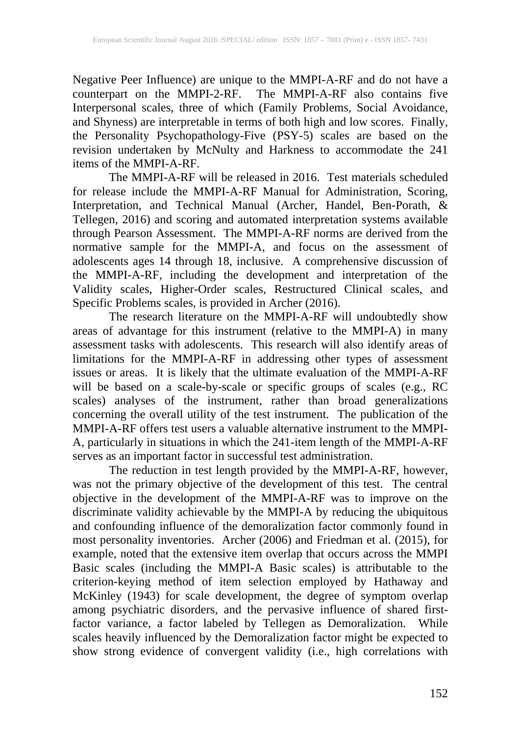Negative Peer Influence) are unique to the MMPI-A-RF and do not have a counterpart on the MMPI-2-RF. The MMPI-A-RF also contains five Interpersonal scales, three of which (Family Problems, Social Avoidance, and Shyness) are interpretable in terms of both high and low scores. Finally, the Personality Psychopathology-Five (PSY-5) scales are based on the revision undertaken by McNulty and Harkness to accommodate the 241 items of the MMPI-A-RF.

The MMPI-A-RF will be released in 2016. Test materials scheduled for release include the MMPI-A-RF Manual for Administration, Scoring, Interpretation, and Technical Manual (Archer, Handel, Ben-Porath, & Tellegen, 2016) and scoring and automated interpretation systems available through Pearson Assessment. The MMPI-A-RF norms are derived from the normative sample for the MMPI-A, and focus on the assessment of adolescents ages 14 through 18, inclusive. A comprehensive discussion of the MMPI-A-RF, including the development and interpretation of the Validity scales, Higher-Order scales, Restructured Clinical scales, and Specific Problems scales, is provided in Archer (2016).

The research literature on the MMPI-A-RF will undoubtedly show areas of advantage for this instrument (relative to the MMPI-A) in many assessment tasks with adolescents. This research will also identify areas of limitations for the MMPI-A-RF in addressing other types of assessment issues or areas. It is likely that the ultimate evaluation of the MMPI-A-RF will be based on a scale-by-scale or specific groups of scales (e.g., RC scales) analyses of the instrument, rather than broad generalizations concerning the overall utility of the test instrument. The publication of the MMPI-A-RF offers test users a valuable alternative instrument to the MMPI-A, particularly in situations in which the 241-item length of the MMPI-A-RF serves as an important factor in successful test administration.

The reduction in test length provided by the MMPI-A-RF, however, was not the primary objective of the development of this test. The central objective in the development of the MMPI-A-RF was to improve on the discriminate validity achievable by the MMPI-A by reducing the ubiquitous and confounding influence of the demoralization factor commonly found in most personality inventories. Archer (2006) and Friedman et al. (2015), for example, noted that the extensive item overlap that occurs across the MMPI Basic scales (including the MMPI-A Basic scales) is attributable to the criterion-keying method of item selection employed by Hathaway and McKinley (1943) for scale development, the degree of symptom overlap among psychiatric disorders, and the pervasive influence of shared first-factor variance, a factor labeled by Tellegen as Demoralization. While scales heavily influenced by the Demoralization factor might be expected to show strong evidence of convergent validity (i.e., high correlations with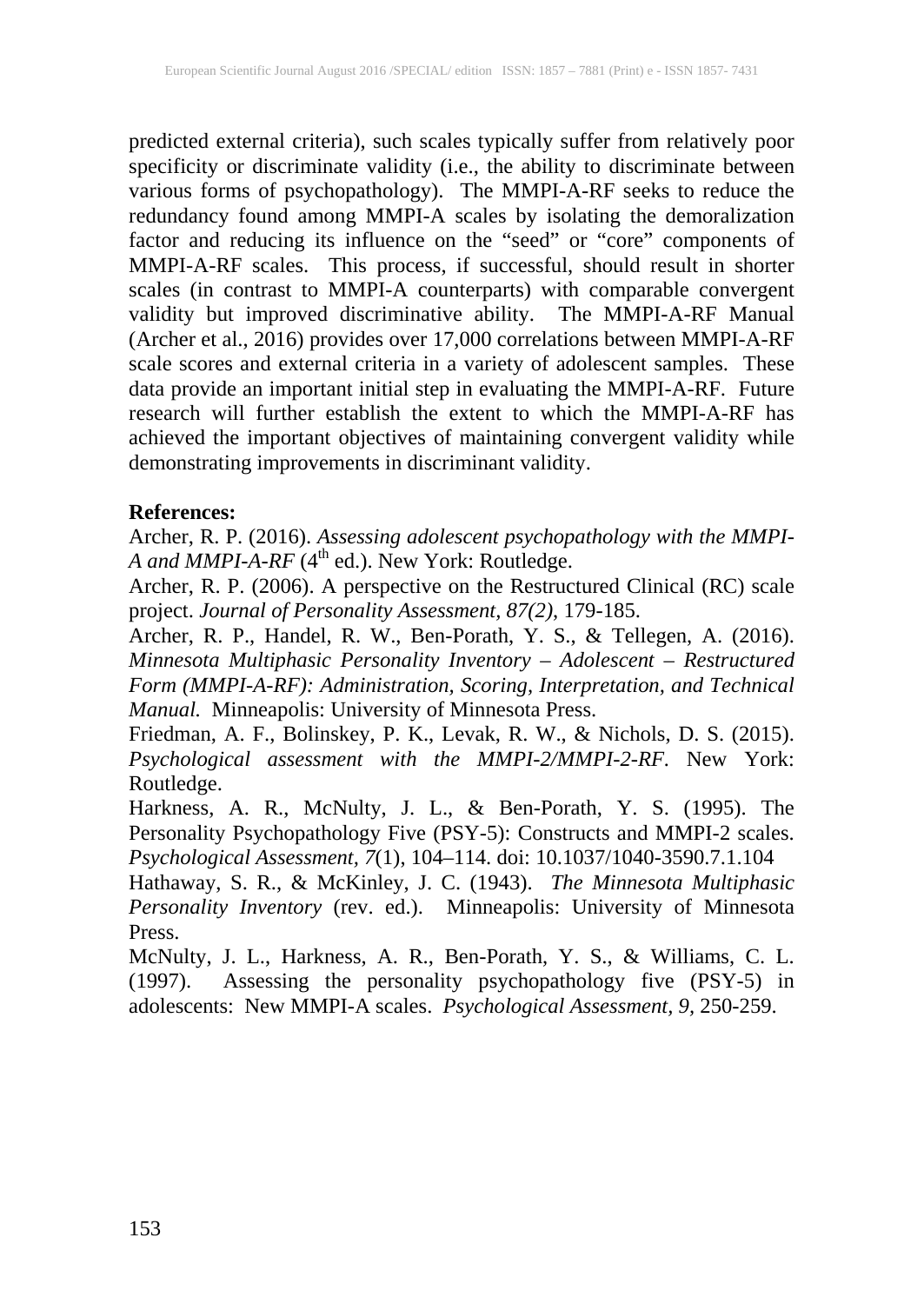predicted external criteria), such scales typically suffer from relatively poor specificity or discriminate validity (i.e., the ability to discriminate between various forms of psychopathology). The MMPI-A-RF seeks to reduce the redundancy found among MMPI-A scales by isolating the demoralization factor and reducing its influence on the "seed" or "core" components of MMPI-A-RF scales. This process, if successful, should result in shorter scales (in contrast to MMPI-A counterparts) with comparable convergent validity but improved discriminative ability. The MMPI-A-RF Manual (Archer et al., 2016) provides over 17,000 correlations between MMPI-A-RF scale scores and external criteria in a variety of adolescent samples. These data provide an important initial step in evaluating the MMPI-A-RF. Future research will further establish the extent to which the MMPI-A-RF has achieved the important objectives of maintaining convergent validity while demonstrating improvements in discriminant validity.

**References:**

Archer, R. P. (2016). *Assessing adolescent psychopathology with the MMPI-A and MMPI-A-RF* (4th ed.). New York: Routledge.

Archer, R. P. (2006). A perspective on the Restructured Clinical (RC) scale project. *Journal of Personality Assessment, 87(2)*, 179-185.

Archer, R. P., Handel, R. W., Ben-Porath, Y. S., & Tellegen, A. (2016). *Minnesota Multiphasic Personality Inventory – Adolescent – Restructured Form (MMPI-A-RF): Administration, Scoring, Interpretation, and Technical Manual.* Minneapolis: University of Minnesota Press.

Friedman, A. F., Bolinskey, P. K., Levak, R. W., & Nichols, D. S. (2015). *Psychological assessment with the MMPI-2/MMPI-2-RF*. New York: Routledge.

Harkness, A. R., McNulty, J. L., & Ben-Porath, Y. S. (1995). The Personality Psychopathology Five (PSY-5): Constructs and MMPI-2 scales. *Psychological Assessment*, *7*(1), 104–114. doi: 10.1037/1040-3590.7.1.104

Hathaway, S. R., & McKinley, J. C. (1943). *The Minnesota Multiphasic Personality Inventory* (rev. ed.). Minneapolis: University of Minnesota Press.

McNulty, J. L., Harkness, A. R., Ben-Porath, Y. S., & Williams, C. L. (1997). Assessing the personality psychopathology five (PSY-5) in adolescents: New MMPI-A scales. *Psychological Assessment, 9,* 250-259.